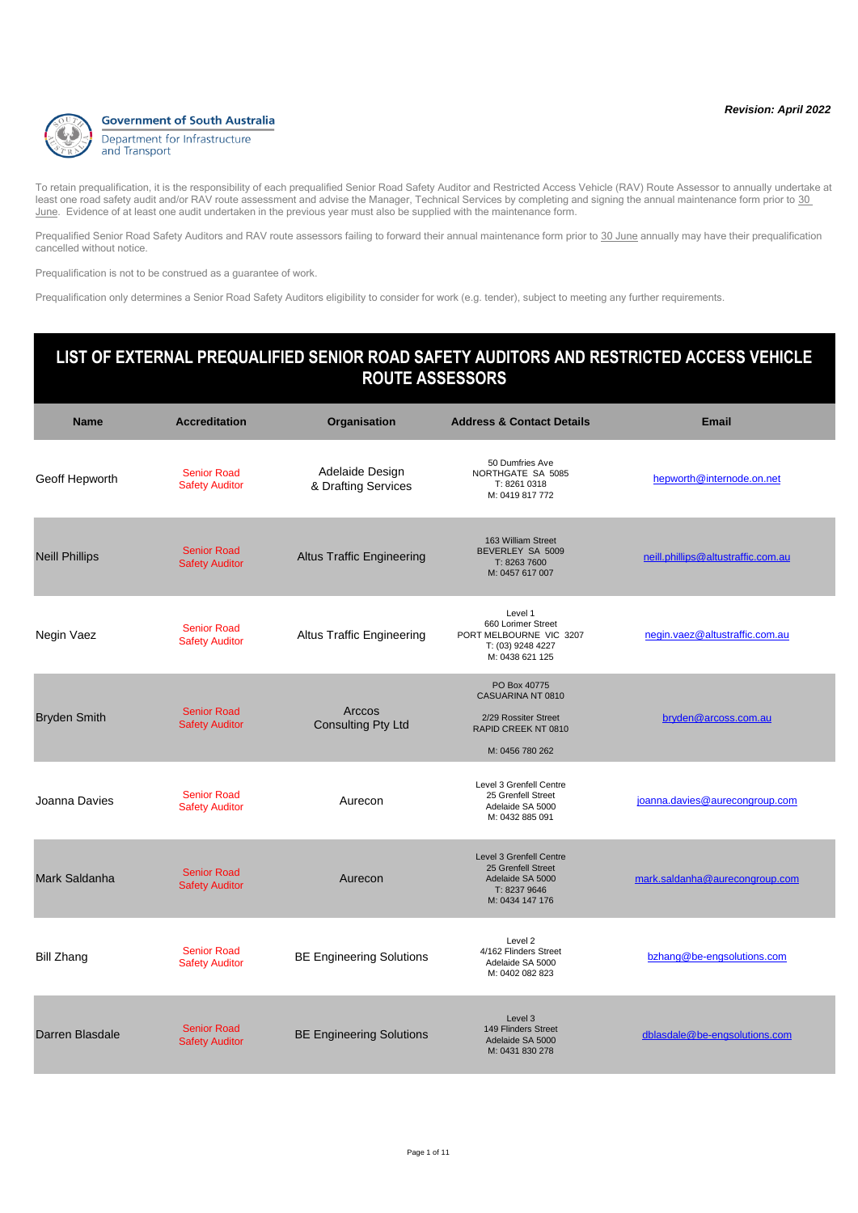Government of South Australia
Department for Infrastructure and Transport

***Revision: April 2022***

To retain prequalification, it is the responsibility of each prequalified Senior Road Safety Auditor and Restricted Access Vehicle (RAV) Route Assessor to annually undertake at least one road safety audit and/or RAV route assessment and advise the Manager, Technical Services by completing and signing the annual maintenance form prior to 30 June. Evidence of at least one audit undertaken in the previous year must also be supplied with the maintenance form.

Prequalified Senior Road Safety Auditors and RAV route assessors failing to forward their annual maintenance form prior to 30 June annually may have their prequalification cancelled without notice.

Prequalification is not to be construed as a guarantee of work.

Prequalification only determines a Senior Road Safety Auditors eligibility to consider for work (e.g. tender), subject to meeting any further requirements.

# LIST OF EXTERNAL PREQUALIFIED SENIOR ROAD SAFETY AUDITORS AND RESTRICTED ACCESS VEHICLE ROUTE ASSESSORS

| Name | Accreditation | Organisation | Address & Contact Details | Email |
|---|---|---|---|---|
| Geoff Hepworth | Senior Road Safety Auditor | Adelaide Design & Drafting Services | 50 Dumfries Ave<br>NORTHGATE SA 5085<br>T: 8261 0318<br>M: 0419 817 772 | hepworth@internode.on.net |
| Neill Phillips | Senior Road Safety Auditor | Altus Traffic Engineering | 163 William Street<br>BEVERLEY SA 5009<br>T: 8263 7600<br>M: 0457 617 007 | neill.phillips@altustraffic.com.au |
| Negin Vaez | Senior Road Safety Auditor | Altus Traffic Engineering | Level 1<br>660 Lorimer Street<br>PORT MELBOURNE VIC 3207<br>T: (03) 9248 4227<br>M: 0438 621 125 | negin.vaez@altustraffic.com.au |
| Bryden Smith | Senior Road Safety Auditor | Arccos Consulting Pty Ltd | PO Box 40775<br>CASUARINA NT 0810<br><br>2/29 Rossiter Street<br>RAPID CREEK NT 0810<br><br>M: 0456 780 262 | bryden@arcoss.com.au |
| Joanna Davies | Senior Road Safety Auditor | Aurecon | Level 3 Grenfell Centre<br>25 Grenfell Street<br>Adelaide SA 5000<br>M: 0432 885 091 | joanna.davies@aurecongroup.com |
| Mark Saldanha | Senior Road Safety Auditor | Aurecon | Level 3 Grenfell Centre<br>25 Grenfell Street<br>Adelaide SA 5000<br>T: 8237 9646<br>M: 0434 147 176 | mark.saldanha@aurecongroup.com |
| Bill Zhang | Senior Road Safety Auditor | BE Engineering Solutions | Level 2<br>4/162 Flinders Street<br>Adelaide SA 5000<br>M: 0402 082 823 | bzhang@be-engsolutions.com |
| Darren Blasdale | Senior Road Safety Auditor | BE Engineering Solutions | Level 3<br>149 Flinders Street<br>Adelaide SA 5000<br>M: 0431 830 278 | dblasdale@be-engsolutions.com |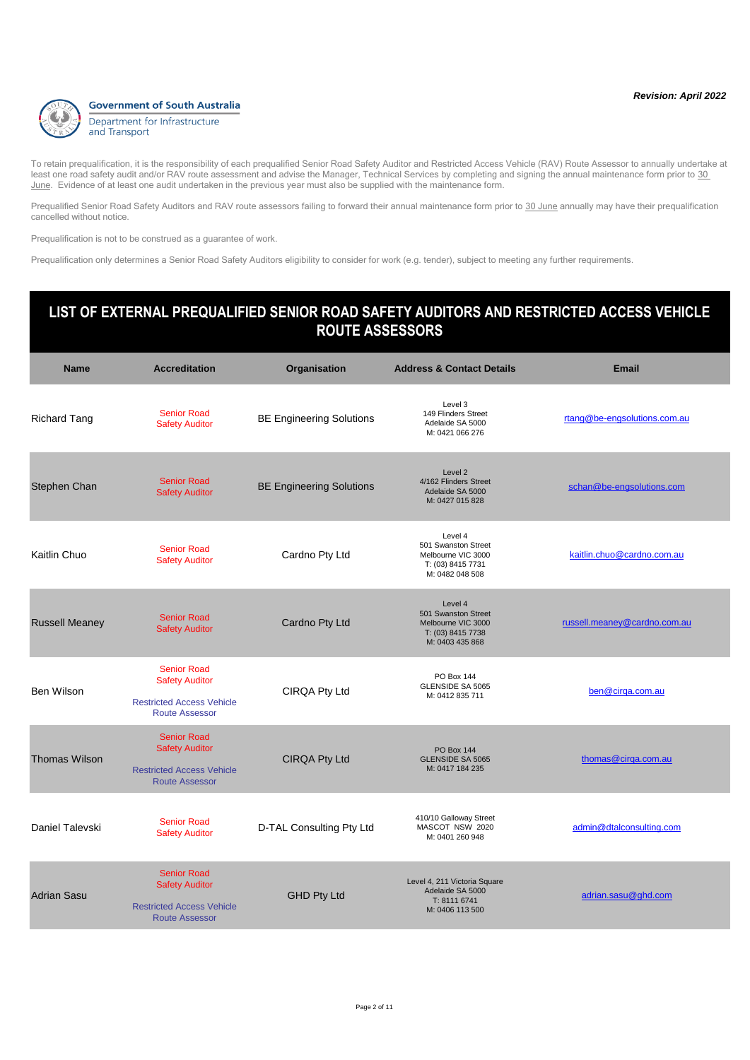*Revision: April 2022*

**Government of South Australia**
Department for Infrastructure and Transport

To retain prequalification, it is the responsibility of each prequalified Senior Road Safety Auditor and Restricted Access Vehicle (RAV) Route Assessor to annually undertake at least one road safety audit and/or RAV route assessment and advise the Manager, Technical Services by completing and signing the annual maintenance form prior to 30 June. Evidence of at least one audit undertaken in the previous year must also be supplied with the maintenance form.

Prequalified Senior Road Safety Auditors and RAV route assessors failing to forward their annual maintenance form prior to 30 June annually may have their prequalification cancelled without notice.

Prequalification is not to be construed as a guarantee of work.

Prequalification only determines a Senior Road Safety Auditors eligibility to consider for work (e.g. tender), subject to meeting any further requirements.

# LIST OF EXTERNAL PREQUALIFIED SENIOR ROAD SAFETY AUDITORS AND RESTRICTED ACCESS VEHICLE ROUTE ASSESSORS

| Name | Accreditation | Organisation | Address & Contact Details | Email |
|---|---|---|---|---|
| Richard Tang | Senior Road Safety Auditor | BE Engineering Solutions | Level 3<br>149 Flinders Street<br>Adelaide SA 5000<br>M: 0421 066 276 | rtang@be-engsolutions.com.au |
| Stephen Chan | Senior Road Safety Auditor | BE Engineering Solutions | Level 2<br>4/162 Flinders Street<br>Adelaide SA 5000<br>M: 0427 015 828 | schan@be-engsolutions.com |
| Kaitlin Chuo | Senior Road Safety Auditor | Cardno Pty Ltd | Level 4<br>501 Swanston Street<br>Melbourne VIC 3000<br>T: (03) 8415 7731<br>M: 0482 048 508 | kaitlin.chuo@cardno.com.au |
| Russell Meaney | Senior Road Safety Auditor | Cardno Pty Ltd | Level 4<br>501 Swanston Street<br>Melbourne VIC 3000<br>T: (03) 8415 7738<br>M: 0403 435 868 | russell.meaney@cardno.com.au |
| Ben Wilson | Senior Road Safety Auditor<br><br>Restricted Access Vehicle Route Assessor | CIRQA Pty Ltd | PO Box 144<br>GLENSIDE SA 5065<br>M: 0412 835 711 | ben@cirqa.com.au |
| Thomas Wilson | Senior Road Safety Auditor<br><br>Restricted Access Vehicle Route Assessor | CIRQA Pty Ltd | PO Box 144<br>GLENSIDE SA 5065<br>M: 0417 184 235 | thomas@cirqa.com.au |
| Daniel Talevski | Senior Road Safety Auditor | D-TAL Consulting Pty Ltd | 410/10 Galloway Street<br>MASCOT NSW 2020<br>M: 0401 260 948 | admin@dtalconsulting.com |
| Adrian Sasu | Senior Road Safety Auditor<br><br>Restricted Access Vehicle Route Assessor | GHD Pty Ltd | Level 4, 211 Victoria Square<br>Adelaide SA 5000<br>T: 8111 6741<br>M: 0406 113 500 | adrian.sasu@ghd.com |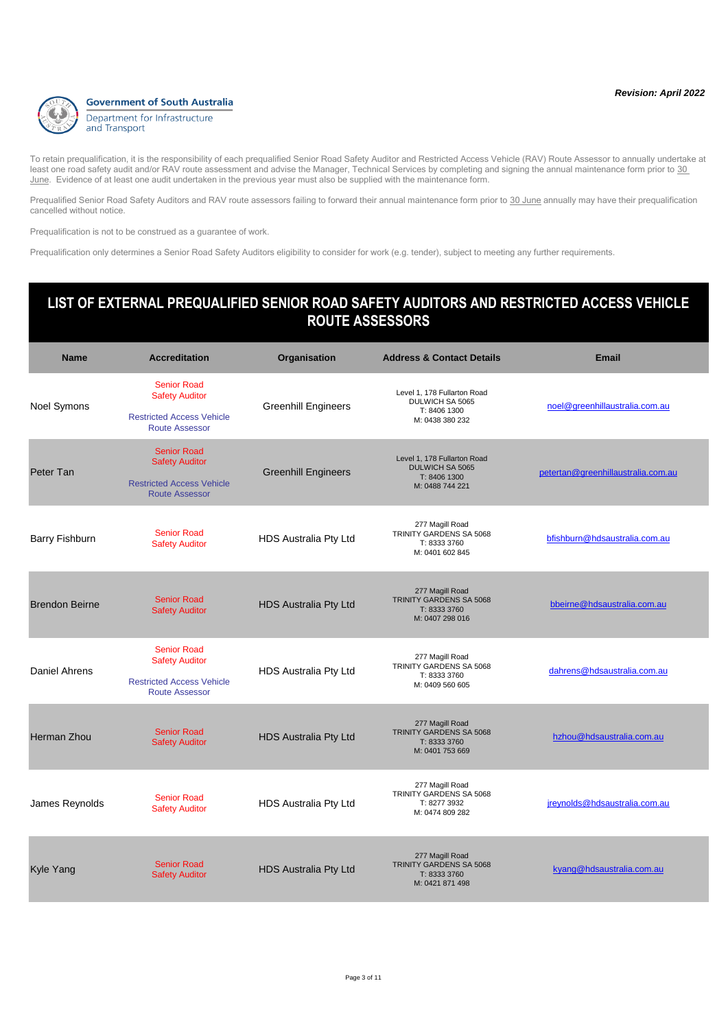***Revision: April 2022***

**Government of South Australia**
Department for Infrastructure and Transport

To retain prequalification, it is the responsibility of each prequalified Senior Road Safety Auditor and Restricted Access Vehicle (RAV) Route Assessor to annually undertake at least one road safety audit and/or RAV route assessment and advise the Manager, Technical Services by completing and signing the annual maintenance form prior to 30 June. Evidence of at least one audit undertaken in the previous year must also be supplied with the maintenance form.

Prequalified Senior Road Safety Auditors and RAV route assessors failing to forward their annual maintenance form prior to 30 June annually may have their prequalification cancelled without notice.

Prequalification is not to be construed as a guarantee of work.

Prequalification only determines a Senior Road Safety Auditors eligibility to consider for work (e.g. tender), subject to meeting any further requirements.

## LIST OF EXTERNAL PREQUALIFIED SENIOR ROAD SAFETY AUDITORS AND RESTRICTED ACCESS VEHICLE ROUTE ASSESSORS

| Name | Accreditation | Organisation | Address & Contact Details | Email |
|---|---|---|---|---|
| Noel Symons | Senior Road Safety Auditor<br><br>Restricted Access Vehicle Route Assessor | Greenhill Engineers | Level 1, 178 Fullarton Road<br>DULWICH SA 5065<br>T: 8406 1300<br>M: 0438 380 232 | noel@greenhillaustralia.com.au |
| Peter Tan | Senior Road Safety Auditor<br><br>Restricted Access Vehicle Route Assessor | Greenhill Engineers | Level 1, 178 Fullarton Road<br>DULWICH SA 5065<br>T: 8406 1300<br>M: 0488 744 221 | petertan@greenhillaustralia.com.au |
| Barry Fishburn | Senior Road Safety Auditor | HDS Australia Pty Ltd | 277 Magill Road<br>TRINITY GARDENS SA 5068<br>T: 8333 3760<br>M: 0401 602 845 | bfishburn@hdsaustralia.com.au |
| Brendon Beirne | Senior Road Safety Auditor | HDS Australia Pty Ltd | 277 Magill Road<br>TRINITY GARDENS SA 5068<br>T: 8333 3760<br>M: 0407 298 016 | bbeirne@hdsaustralia.com.au |
| Daniel Ahrens | Senior Road Safety Auditor<br><br>Restricted Access Vehicle Route Assessor | HDS Australia Pty Ltd | 277 Magill Road<br>TRINITY GARDENS SA 5068<br>T: 8333 3760<br>M: 0409 560 605 | dahrens@hdsaustralia.com.au |
| Herman Zhou | Senior Road Safety Auditor | HDS Australia Pty Ltd | 277 Magill Road<br>TRINITY GARDENS SA 5068<br>T: 8333 3760<br>M: 0401 753 669 | hzhou@hdsaustralia.com.au |
| James Reynolds | Senior Road Safety Auditor | HDS Australia Pty Ltd | 277 Magill Road<br>TRINITY GARDENS SA 5068<br>T: 8277 3932<br>M: 0474 809 282 | jreynolds@hdsaustralia.com.au |
| Kyle Yang | Senior Road Safety Auditor | HDS Australia Pty Ltd | 277 Magill Road<br>TRINITY GARDENS SA 5068<br>T: 8333 3760<br>M: 0421 871 498 | kyang@hdsaustralia.com.au |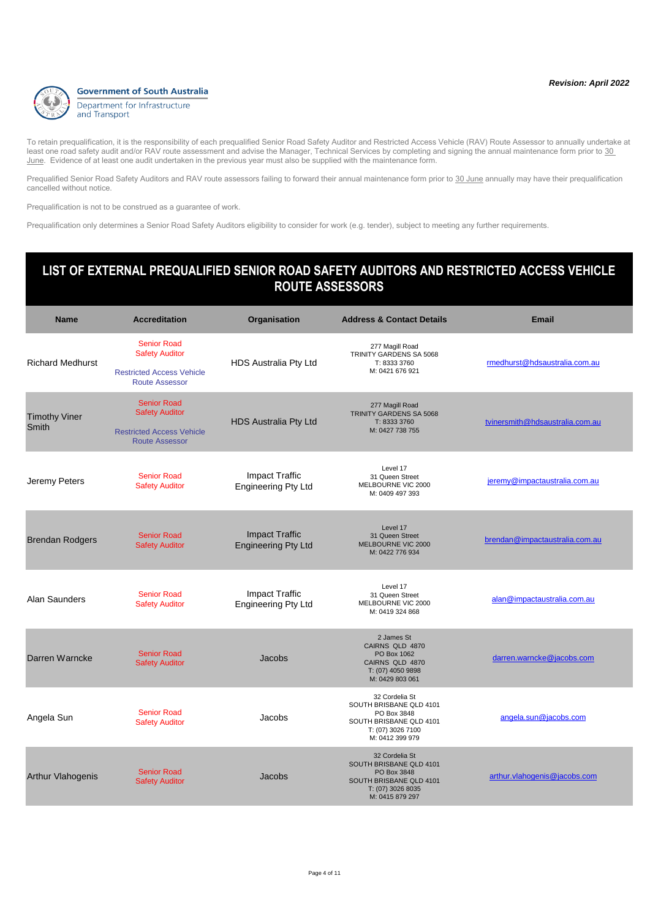**Government of South Australia**
Department for Infrastructure and Transport

***Revision: April 2022***

To retain prequalification, it is the responsibility of each prequalified Senior Road Safety Auditor and Restricted Access Vehicle (RAV) Route Assessor to annually undertake at least one road safety audit and/or RAV route assessment and advise the Manager, Technical Services by completing and signing the annual maintenance form prior to 30 June. Evidence of at least one audit undertaken in the previous year must also be supplied with the maintenance form.

Prequalified Senior Road Safety Auditors and RAV route assessors failing to forward their annual maintenance form prior to 30 June annually may have their prequalification cancelled without notice.

Prequalification is not to be construed as a guarantee of work.

Prequalification only determines a Senior Road Safety Auditors eligibility to consider for work (e.g. tender), subject to meeting any further requirements.

## LIST OF EXTERNAL PREQUALIFIED SENIOR ROAD SAFETY AUDITORS AND RESTRICTED ACCESS VEHICLE ROUTE ASSESSORS

| Name | Accreditation | Organisation | Address & Contact Details | Email |
|---|---|---|---|---|
| Richard Medhurst | Senior Road Safety Auditor<br>Restricted Access Vehicle Route Assessor | HDS Australia Pty Ltd | 277 Magill Road<br>TRINITY GARDENS SA 5068<br>T: 8333 3760<br>M: 0421 676 921 | rmedhurst@hdsaustralia.com.au |
| Timothy Viner Smith | Senior Road Safety Auditor<br>Restricted Access Vehicle Route Assessor | HDS Australia Pty Ltd | 277 Magill Road<br>TRINITY GARDENS SA 5068<br>T: 8333 3760<br>M: 0427 738 755 | tvinersmith@hdsaustralia.com.au |
| Jeremy Peters | Senior Road Safety Auditor | Impact Traffic Engineering Pty Ltd | Level 17<br>31 Queen Street<br>MELBOURNE VIC 2000<br>M: 0409 497 393 | jeremy@impactaustralia.com.au |
| Brendan Rodgers | Senior Road Safety Auditor | Impact Traffic Engineering Pty Ltd | Level 17<br>31 Queen Street<br>MELBOURNE VIC 2000<br>M: 0422 776 934 | brendan@impactaustralia.com.au |
| Alan Saunders | Senior Road Safety Auditor | Impact Traffic Engineering Pty Ltd | Level 17<br>31 Queen Street<br>MELBOURNE VIC 2000<br>M: 0419 324 868 | alan@impactaustralia.com.au |
| Darren Warncke | Senior Road Safety Auditor | Jacobs | 2 James St<br>CAIRNS QLD 4870<br>PO Box 1062<br>CAIRNS QLD 4870<br>T: (07) 4050 9898<br>M: 0429 803 061 | darren.warncke@jacobs.com |
| Angela Sun | Senior Road Safety Auditor | Jacobs | 32 Cordelia St<br>SOUTH BRISBANE QLD 4101<br>PO Box 3848<br>SOUTH BRISBANE QLD 4101<br>T: (07) 3026 7100<br>M: 0412 399 979 | angela.sun@jacobs.com |
| Arthur Vlahogenis | Senior Road Safety Auditor | Jacobs | 32 Cordelia St<br>SOUTH BRISBANE QLD 4101<br>PO Box 3848<br>SOUTH BRISBANE QLD 4101<br>T: (07) 3026 8035<br>M: 0415 879 297 | arthur.vlahogenis@jacobs.com |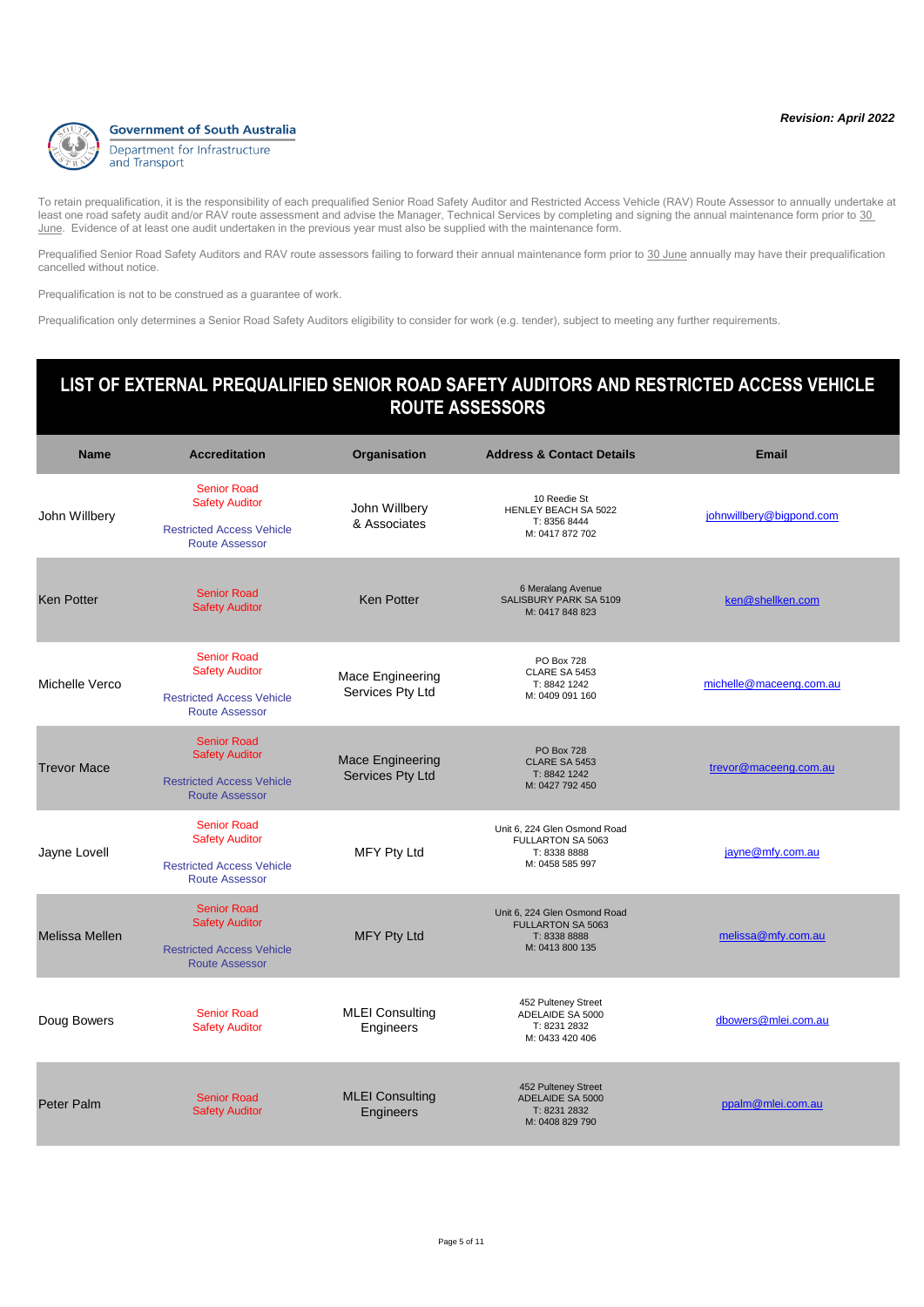Government of South Australia
Department for Infrastructure and Transport

***Revision: April 2022***

To retain prequalification, it is the responsibility of each prequalified Senior Road Safety Auditor and Restricted Access Vehicle (RAV) Route Assessor to annually undertake at least one road safety audit and/or RAV route assessment and advise the Manager, Technical Services by completing and signing the annual maintenance form prior to 30 June. Evidence of at least one audit undertaken in the previous year must also be supplied with the maintenance form.

Prequalified Senior Road Safety Auditors and RAV route assessors failing to forward their annual maintenance form prior to 30 June annually may have their prequalification cancelled without notice.

Prequalification is not to be construed as a guarantee of work.

Prequalification only determines a Senior Road Safety Auditors eligibility to consider for work (e.g. tender), subject to meeting any further requirements.

## LIST OF EXTERNAL PREQUALIFIED SENIOR ROAD SAFETY AUDITORS AND RESTRICTED ACCESS VEHICLE ROUTE ASSESSORS

| Name | Accreditation | Organisation | Address & Contact Details | Email |
|---|---|---|---|---|
| John Willbery | Senior Road Safety Auditor<br>Restricted Access Vehicle Route Assessor | John Willbery & Associates | 10 Reedie St<br>HENLEY BEACH SA 5022<br>T: 8356 8444<br>M: 0417 872 702 | johnwillbery@bigpond.com |
| Ken Potter | Senior Road Safety Auditor | Ken Potter | 6 Meralang Avenue<br>SALISBURY PARK SA 5109<br>M: 0417 848 823 | ken@shellken.com |
| Michelle Verco | Senior Road Safety Auditor<br>Restricted Access Vehicle Route Assessor | Mace Engineering Services Pty Ltd | PO Box 728<br>CLARE SA 5453<br>T: 8842 1242<br>M: 0409 091 160 | michelle@maceeng.com.au |
| Trevor Mace | Senior Road Safety Auditor<br>Restricted Access Vehicle Route Assessor | Mace Engineering Services Pty Ltd | PO Box 728<br>CLARE SA 5453<br>T: 8842 1242<br>M: 0427 792 450 | trevor@maceeng.com.au |
| Jayne Lovell | Senior Road Safety Auditor<br>Restricted Access Vehicle Route Assessor | MFY Pty Ltd | Unit 6, 224 Glen Osmond Road<br>FULLARTON SA 5063<br>T: 8338 8888<br>M: 0458 585 997 | jayne@mfy.com.au |
| Melissa Mellen | Senior Road Safety Auditor<br>Restricted Access Vehicle Route Assessor | MFY Pty Ltd | Unit 6, 224 Glen Osmond Road<br>FULLARTON SA 5063<br>T: 8338 8888<br>M: 0413 800 135 | melissa@mfy.com.au |
| Doug Bowers | Senior Road Safety Auditor | MLEI Consulting Engineers | 452 Pulteney Street<br>ADELAIDE SA 5000<br>T: 8231 2832<br>M: 0433 420 406 | dbowers@mlei.com.au |
| Peter Palm | Senior Road Safety Auditor | MLEI Consulting Engineers | 452 Pulteney Street<br>ADELAIDE SA 5000<br>T: 8231 2832<br>M: 0408 829 790 | ppalm@mlei.com.au |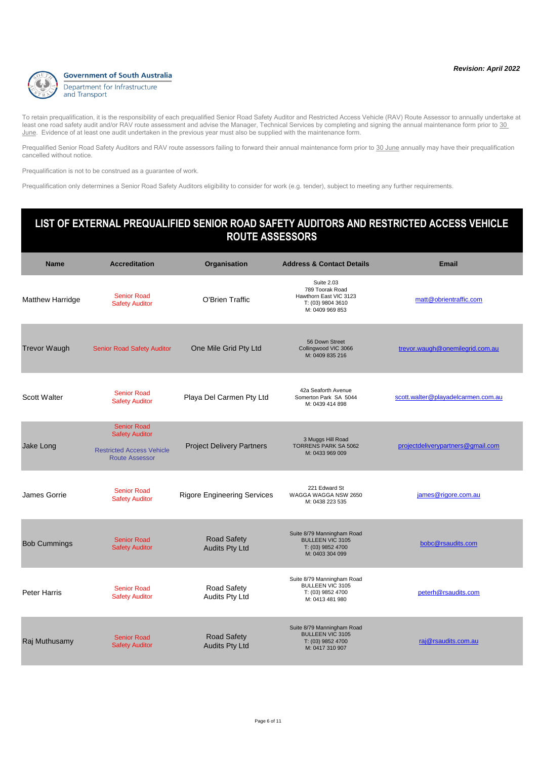**Revision: April 2022**

**Government of South Australia**
Department for Infrastructure and Transport

To retain prequalification, it is the responsibility of each prequalified Senior Road Safety Auditor and Restricted Access Vehicle (RAV) Route Assessor to annually undertake at least one road safety audit and/or RAV route assessment and advise the Manager, Technical Services by completing and signing the annual maintenance form prior to 30 June. Evidence of at least one audit undertaken in the previous year must also be supplied with the maintenance form.

Prequalified Senior Road Safety Auditors and RAV route assessors failing to forward their annual maintenance form prior to 30 June annually may have their prequalification cancelled without notice.

Prequalification is not to be construed as a guarantee of work.

Prequalification only determines a Senior Road Safety Auditors eligibility to consider for work (e.g. tender), subject to meeting any further requirements.

## LIST OF EXTERNAL PREQUALIFIED SENIOR ROAD SAFETY AUDITORS AND RESTRICTED ACCESS VEHICLE ROUTE ASSESSORS

| Name | Accreditation | Organisation | Address & Contact Details | Email |
|---|---|---|---|---|
| Matthew Harridge | Senior Road Safety Auditor | O'Brien Traffic | Suite 2.03<br>789 Toorak Road<br>Hawthorn East VIC 3123<br>T: (03) 9804 3610<br>M: 0409 969 853 | matt@obrientraffic.com |
| Trevor Waugh | Senior Road Safety Auditor | One Mile Grid Pty Ltd | 56 Down Street<br>Collingwood VIC 3066<br>M: 0409 835 216 | trevor.waugh@onemilegrid.com.au |
| Scott Walter | Senior Road Safety Auditor | Playa Del Carmen Pty Ltd | 42a Seaforth Avenue<br>Somerton Park SA 5044<br>M: 0439 414 898 | scott.walter@playadelcarmen.com.au |
| Jake Long | Senior Road Safety Auditor<br><br>Restricted Access Vehicle Route Assessor | Project Delivery Partners | 3 Muggs Hill Road<br>TORRENS PARK SA 5062<br>M: 0433 969 009 | projectdeliverypartners@gmail.com |
| James Gorrie | Senior Road Safety Auditor | Rigore Engineering Services | 221 Edward St<br>WAGGA WAGGA NSW 2650<br>M: 0438 223 535 | james@rigore.com.au |
| Bob Cummings | Senior Road Safety Auditor | Road Safety Audits Pty Ltd | Suite 8/79 Manningham Road<br>BULLEEN VIC 3105<br>T: (03) 9852 4700<br>M: 0403 304 099 | bobc@rsaudits.com |
| Peter Harris | Senior Road Safety Auditor | Road Safety Audits Pty Ltd | Suite 8/79 Manningham Road<br>BULLEEN VIC 3105<br>T: (03) 9852 4700<br>M: 0413 481 980 | peterh@rsaudits.com |
| Raj Muthusamy | Senior Road Safety Auditor | Road Safety Audits Pty Ltd | Suite 8/79 Manningham Road<br>BULLEEN VIC 3105<br>T: (03) 9852 4700<br>M: 0417 310 907 | raj@rsaudits.com.au |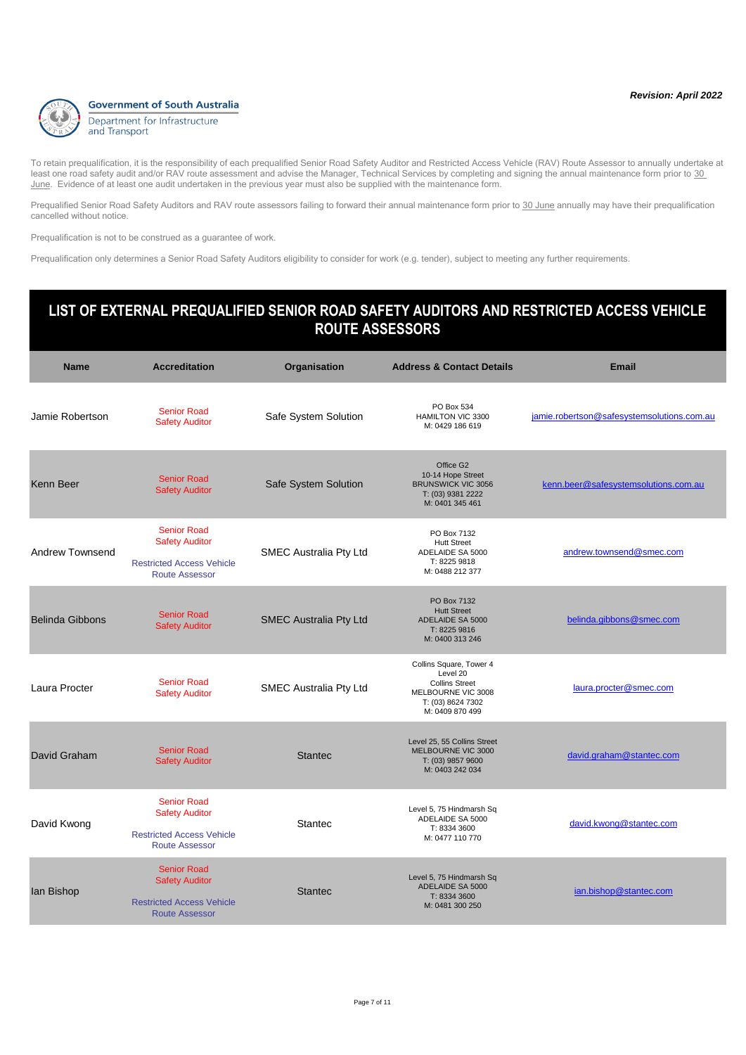*Revision: April 2022*

**Government of South Australia**
Department for Infrastructure and Transport

To retain prequalification, it is the responsibility of each prequalified Senior Road Safety Auditor and Restricted Access Vehicle (RAV) Route Assessor to annually undertake at least one road safety audit and/or RAV route assessment and advise the Manager, Technical Services by completing and signing the annual maintenance form prior to 30 June. Evidence of at least one audit undertaken in the previous year must also be supplied with the maintenance form.

Prequalified Senior Road Safety Auditors and RAV route assessors failing to forward their annual maintenance form prior to 30 June annually may have their prequalification cancelled without notice.

Prequalification is not to be construed as a guarantee of work.

Prequalification only determines a Senior Road Safety Auditors eligibility to consider for work (e.g. tender), subject to meeting any further requirements.

## LIST OF EXTERNAL PREQUALIFIED SENIOR ROAD SAFETY AUDITORS AND RESTRICTED ACCESS VEHICLE ROUTE ASSESSORS

| Name | Accreditation | Organisation | Address & Contact Details | Email |
|---|---|---|---|---|
| Jamie Robertson | Senior Road Safety Auditor | Safe System Solution | PO Box 534<br>HAMILTON VIC 3300<br>M: 0429 186 619 | jamie.robertson@safesystemsolutions.com.au |
| Kenn Beer | Senior Road Safety Auditor | Safe System Solution | Office G2<br>10-14 Hope Street<br>BRUNSWICK VIC 3056<br>T: (03) 9381 2222<br>M: 0401 345 461 | kenn.beer@safesystemsolutions.com.au |
| Andrew Townsend | Senior Road Safety Auditor<br><br>Restricted Access Vehicle Route Assessor | SMEC Australia Pty Ltd | PO Box 7132<br>Hutt Street<br>ADELAIDE SA 5000<br>T: 8225 9818<br>M: 0488 212 377 | andrew.townsend@smec.com |
| Belinda Gibbons | Senior Road Safety Auditor | SMEC Australia Pty Ltd | PO Box 7132<br>Hutt Street<br>ADELAIDE SA 5000<br>T: 8225 9816<br>M: 0400 313 246 | belinda.gibbons@smec.com |
| Laura Procter | Senior Road Safety Auditor | SMEC Australia Pty Ltd | Collins Square, Tower 4<br>Level 20<br>Collins Street<br>MELBOURNE VIC 3008<br>T: (03) 8624 7302<br>M: 0409 870 499 | laura.procter@smec.com |
| David Graham | Senior Road Safety Auditor | Stantec | Level 25, 55 Collins Street<br>MELBOURNE VIC 3000<br>T: (03) 9857 9600<br>M: 0403 242 034 | david.graham@stantec.com |
| David Kwong | Senior Road Safety Auditor<br><br>Restricted Access Vehicle Route Assessor | Stantec | Level 5, 75 Hindmarsh Sq<br>ADELAIDE SA 5000<br>T: 8334 3600<br>M: 0477 110 770 | david.kwong@stantec.com |
| Ian Bishop | Senior Road Safety Auditor<br><br>Restricted Access Vehicle Route Assessor | Stantec | Level 5, 75 Hindmarsh Sq<br>ADELAIDE SA 5000<br>T: 8334 3600<br>M: 0481 300 250 | ian.bishop@stantec.com |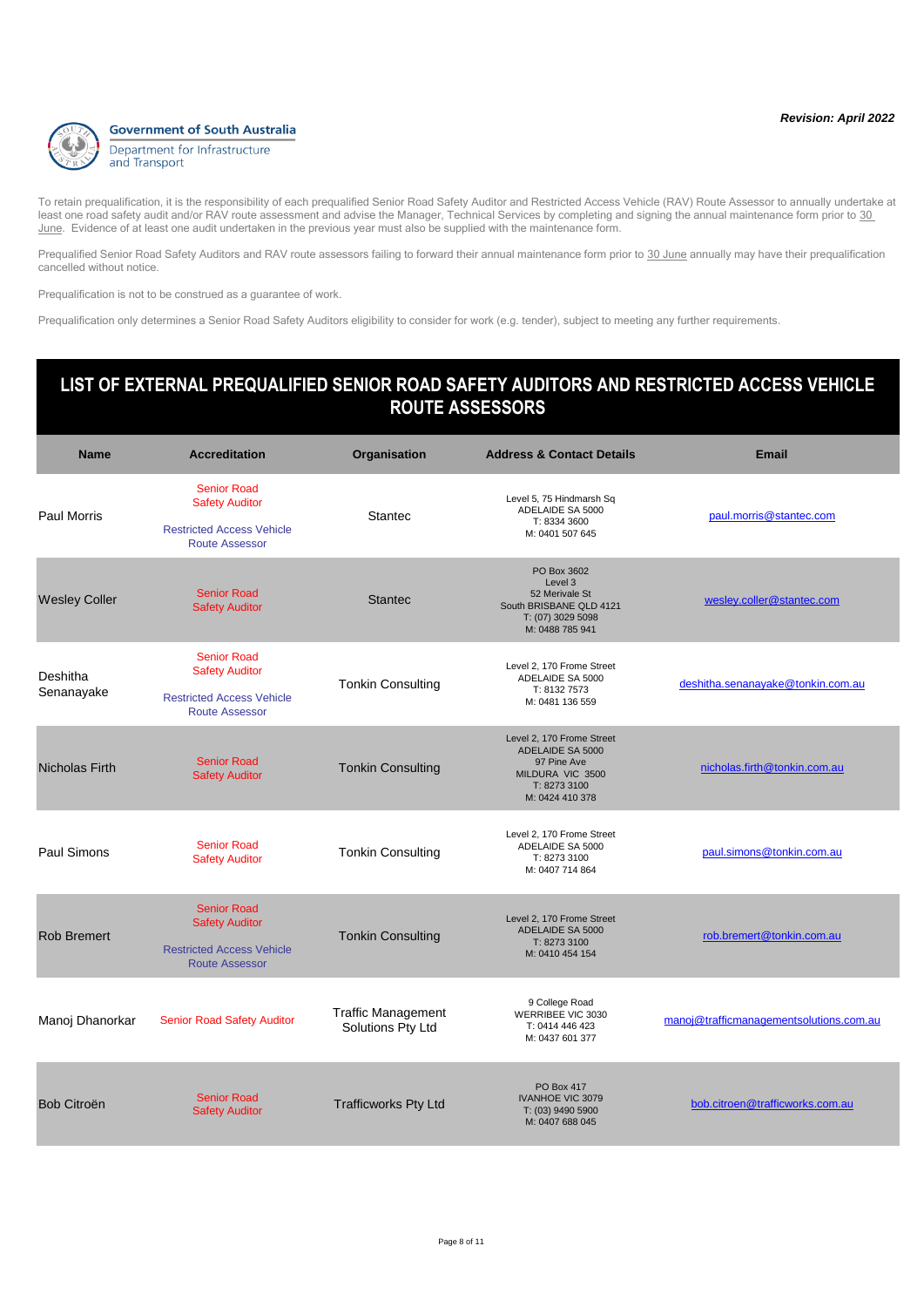**Government of South Australia**
Department for Infrastructure and Transport

***Revision: April 2022***

To retain prequalification, it is the responsibility of each prequalified Senior Road Safety Auditor and Restricted Access Vehicle (RAV) Route Assessor to annually undertake at least one road safety audit and/or RAV route assessment and advise the Manager, Technical Services by completing and signing the annual maintenance form prior to 30 June. Evidence of at least one audit undertaken in the previous year must also be supplied with the maintenance form.

Prequalified Senior Road Safety Auditors and RAV route assessors failing to forward their annual maintenance form prior to 30 June annually may have their prequalification cancelled without notice.

Prequalification is not to be construed as a guarantee of work.

Prequalification only determines a Senior Road Safety Auditors eligibility to consider for work (e.g. tender), subject to meeting any further requirements.

# LIST OF EXTERNAL PREQUALIFIED SENIOR ROAD SAFETY AUDITORS AND RESTRICTED ACCESS VEHICLE ROUTE ASSESSORS

| Name | Accreditation | Organisation | Address & Contact Details | Email |
|---|---|---|---|---|
| Paul Morris | Senior Road Safety Auditor<br><br>Restricted Access Vehicle Route Assessor | Stantec | Level 5, 75 Hindmarsh Sq<br>ADELAIDE SA 5000<br>T: 8334 3600<br>M: 0401 507 645 | paul.morris@stantec.com |
| Wesley Coller | Senior Road Safety Auditor | Stantec | PO Box 3602<br>Level 3<br>52 Merivale St<br>South BRISBANE QLD 4121<br>T: (07) 3029 5098<br>M: 0488 785 941 | wesley.coller@stantec.com |
| Deshitha Senanayake | Senior Road Safety Auditor<br><br>Restricted Access Vehicle Route Assessor | Tonkin Consulting | Level 2, 170 Frome Street<br>ADELAIDE SA 5000<br>T: 8132 7573<br>M: 0481 136 559 | deshitha.senanayake@tonkin.com.au |
| Nicholas Firth | Senior Road Safety Auditor | Tonkin Consulting | Level 2, 170 Frome Street<br>ADELAIDE SA 5000<br>97 Pine Ave<br>MILDURA VIC 3500<br>T: 8273 3100<br>M: 0424 410 378 | nicholas.firth@tonkin.com.au |
| Paul Simons | Senior Road Safety Auditor | Tonkin Consulting | Level 2, 170 Frome Street<br>ADELAIDE SA 5000<br>T: 8273 3100<br>M: 0407 714 864 | paul.simons@tonkin.com.au |
| Rob Bremert | Senior Road Safety Auditor<br><br>Restricted Access Vehicle Route Assessor | Tonkin Consulting | Level 2, 170 Frome Street<br>ADELAIDE SA 5000<br>T: 8273 3100<br>M: 0410 454 154 | rob.bremert@tonkin.com.au |
| Manoj Dhanorkar | Senior Road Safety Auditor | Traffic Management Solutions Pty Ltd | 9 College Road<br>WERRIBEE VIC 3030<br>T: 0414 446 423<br>M: 0437 601 377 | manoj@trafficmanagementsolutions.com.au |
| Bob Citroën | Senior Road Safety Auditor | Trafficworks Pty Ltd | PO Box 417<br>IVANHOE VIC 3079<br>T: (03) 9490 5900<br>M: 0407 688 045 | bob.citroen@trafficworks.com.au |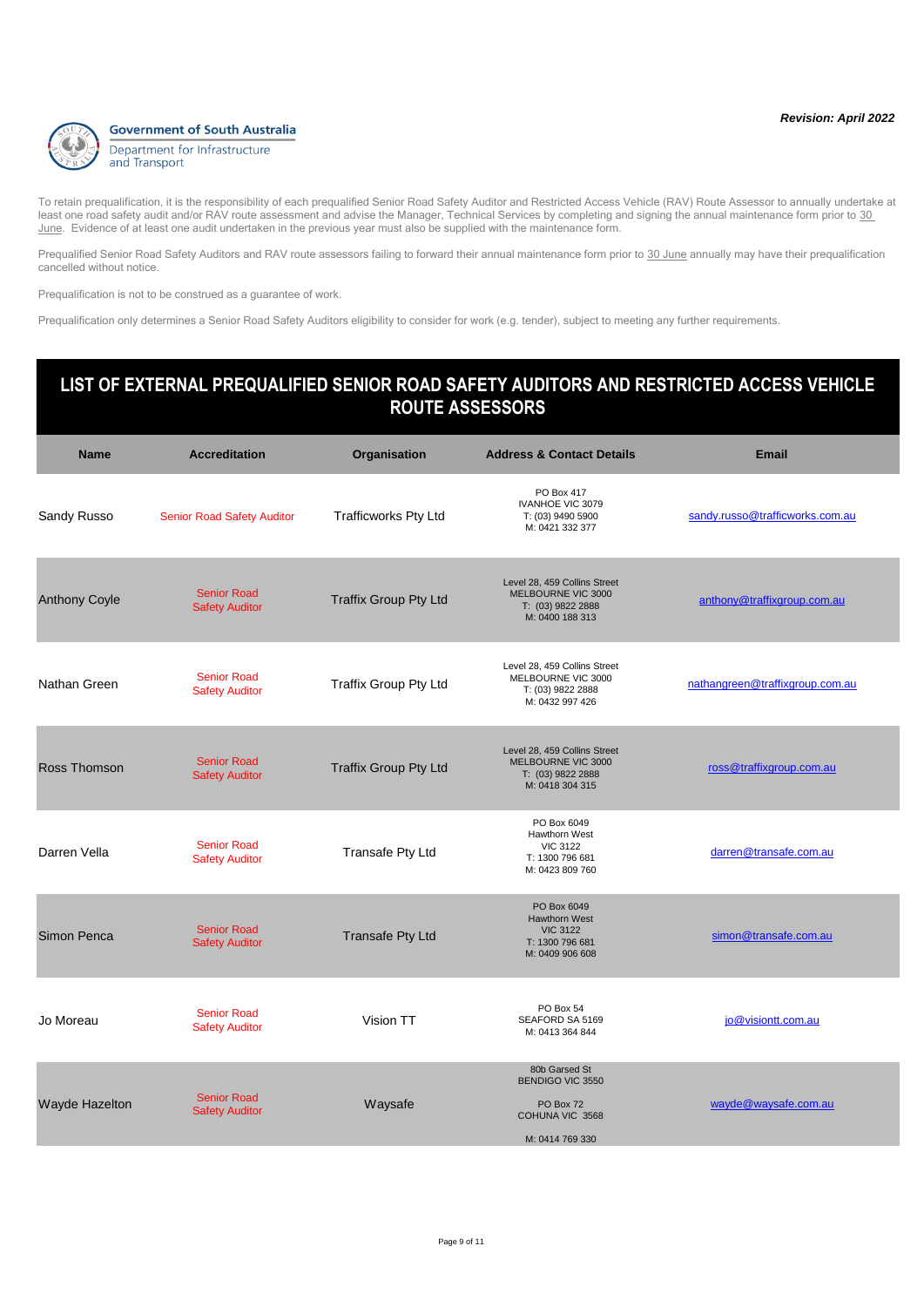**Revision: April 2022**

Government of South Australia
Department for Infrastructure and Transport

To retain prequalification, it is the responsibility of each prequalified Senior Road Safety Auditor and Restricted Access Vehicle (RAV) Route Assessor to annually undertake at least one road safety audit and/or RAV route assessment and advise the Manager, Technical Services by completing and signing the annual maintenance form prior to 30 June. Evidence of at least one audit undertaken in the previous year must also be supplied with the maintenance form.

Prequalified Senior Road Safety Auditors and RAV route assessors failing to forward their annual maintenance form prior to 30 June annually may have their prequalification cancelled without notice.

Prequalification is not to be construed as a guarantee of work.

Prequalification only determines a Senior Road Safety Auditors eligibility to consider for work (e.g. tender), subject to meeting any further requirements.

## LIST OF EXTERNAL PREQUALIFIED SENIOR ROAD SAFETY AUDITORS AND RESTRICTED ACCESS VEHICLE ROUTE ASSESSORS

| Name | Accreditation | Organisation | Address & Contact Details | Email |
|---|---|---|---|---|
| Sandy Russo | Senior Road Safety Auditor | Trafficworks Pty Ltd | PO Box 417<br>IVANHOE VIC 3079<br>T: (03) 9490 5900<br>M: 0421 332 377 | sandy.russo@trafficworks.com.au |
| Anthony Coyle | Senior Road Safety Auditor | Traffix Group Pty Ltd | Level 28, 459 Collins Street<br>MELBOURNE VIC 3000<br>T: (03) 9822 2888<br>M: 0400 188 313 | anthony@traffixgroup.com.au |
| Nathan Green | Senior Road Safety Auditor | Traffix Group Pty Ltd | Level 28, 459 Collins Street<br>MELBOURNE VIC 3000<br>T: (03) 9822 2888<br>M: 0432 997 426 | nathangreen@traffixgroup.com.au |
| Ross Thomson | Senior Road Safety Auditor | Traffix Group Pty Ltd | Level 28, 459 Collins Street<br>MELBOURNE VIC 3000<br>T: (03) 9822 2888<br>M: 0418 304 315 | ross@traffixgroup.com.au |
| Darren Vella | Senior Road Safety Auditor | Transafe Pty Ltd | PO Box 6049<br>Hawthorn West<br>VIC 3122<br>T: 1300 796 681<br>M: 0423 809 760 | darren@transafe.com.au |
| Simon Penca | Senior Road Safety Auditor | Transafe Pty Ltd | PO Box 6049<br>Hawthorn West<br>VIC 3122<br>T: 1300 796 681<br>M: 0409 906 608 | simon@transafe.com.au |
| Jo Moreau | Senior Road Safety Auditor | Vision TT | PO Box 54<br>SEAFORD SA 5169<br>M: 0413 364 844 | jo@visiontt.com.au |
| Wayde Hazelton | Senior Road Safety Auditor | Waysafe | 80b Garsed St<br>BENDIGO VIC 3550<br><br>PO Box 72<br>COHUNA VIC 3568<br><br>M: 0414 769 330 | wayde@waysafe.com.au |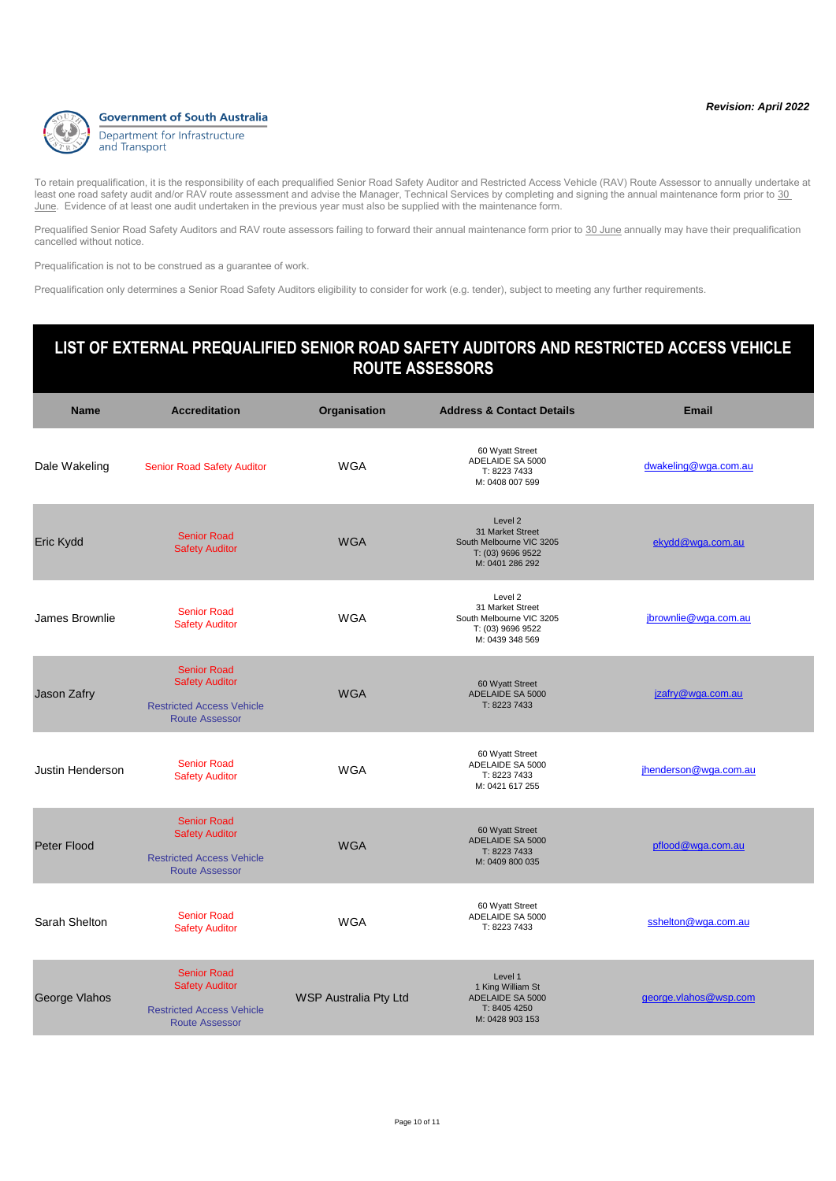**Revision: April 2022**

Government of South Australia
Department for Infrastructure and Transport

To retain prequalification, it is the responsibility of each prequalified Senior Road Safety Auditor and Restricted Access Vehicle (RAV) Route Assessor to annually undertake at least one road safety audit and/or RAV route assessment and advise the Manager, Technical Services by completing and signing the annual maintenance form prior to 30 June. Evidence of at least one audit undertaken in the previous year must also be supplied with the maintenance form.

Prequalified Senior Road Safety Auditors and RAV route assessors failing to forward their annual maintenance form prior to 30 June annually may have their prequalification cancelled without notice.

Prequalification is not to be construed as a guarantee of work.

Prequalification only determines a Senior Road Safety Auditors eligibility to consider for work (e.g. tender), subject to meeting any further requirements.

## LIST OF EXTERNAL PREQUALIFIED SENIOR ROAD SAFETY AUDITORS AND RESTRICTED ACCESS VEHICLE ROUTE ASSESSORS

| Name | Accreditation | Organisation | Address & Contact Details | Email |
|---|---|---|---|---|
| Dale Wakeling | Senior Road Safety Auditor | WGA | 60 Wyatt Street<br>ADELAIDE SA 5000<br>T: 8223 7433<br>M: 0408 007 599 | dwakeling@wga.com.au |
| Eric Kydd | Senior Road Safety Auditor | WGA | Level 2<br>31 Market Street<br>South Melbourne VIC 3205<br>T: (03) 9696 9522<br>M: 0401 286 292 | ekydd@wga.com.au |
| James Brownlie | Senior Road Safety Auditor | WGA | Level 2<br>31 Market Street<br>South Melbourne VIC 3205<br>T: (03) 9696 9522<br>M: 0439 348 569 | jbrownlie@wga.com.au |
| Jason Zafry | Senior Road Safety Auditor<br><br>Restricted Access Vehicle Route Assessor | WGA | 60 Wyatt Street<br>ADELAIDE SA 5000<br>T: 8223 7433 | jzafry@wga.com.au |
| Justin Henderson | Senior Road Safety Auditor | WGA | 60 Wyatt Street<br>ADELAIDE SA 5000<br>T: 8223 7433<br>M: 0421 617 255 | jhenderson@wga.com.au |
| Peter Flood | Senior Road Safety Auditor<br><br>Restricted Access Vehicle Route Assessor | WGA | 60 Wyatt Street<br>ADELAIDE SA 5000<br>T: 8223 7433<br>M: 0409 800 035 | pflood@wga.com.au |
| Sarah Shelton | Senior Road Safety Auditor | WGA | 60 Wyatt Street<br>ADELAIDE SA 5000<br>T: 8223 7433 | sshelton@wga.com.au |
| George Vlahos | Senior Road Safety Auditor<br><br>Restricted Access Vehicle Route Assessor | WSP Australia Pty Ltd | Level 1<br>1 King William St<br>ADELAIDE SA 5000<br>T: 8405 4250<br>M: 0428 903 153 | george.vlahos@wsp.com |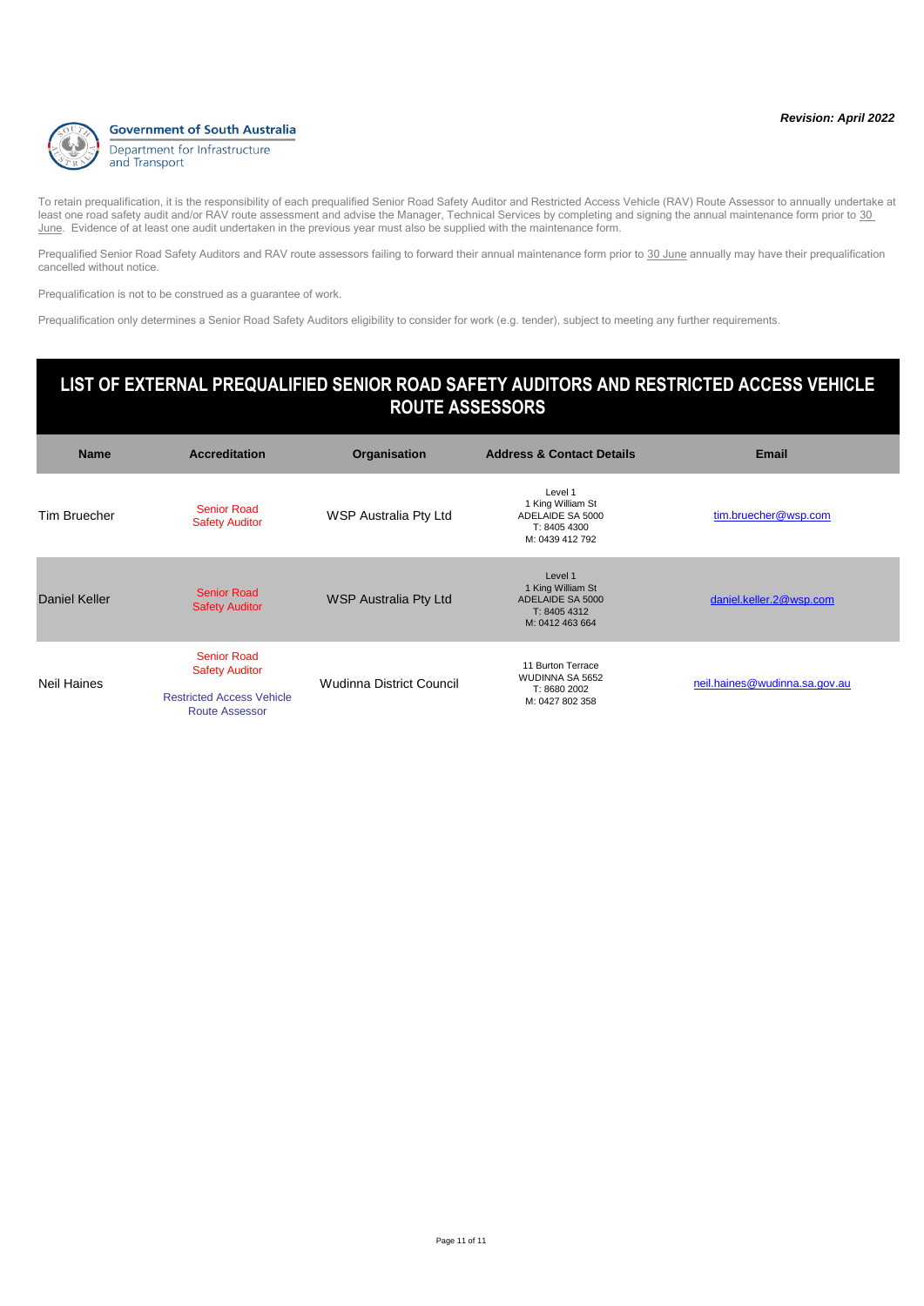*Revision: April 2022*

**Government of South Australia**
Department for Infrastructure and Transport

To retain prequalification, it is the responsibility of each prequalified Senior Road Safety Auditor and Restricted Access Vehicle (RAV) Route Assessor to annually undertake at least one road safety audit and/or RAV route assessment and advise the Manager, Technical Services by completing and signing the annual maintenance form prior to 30 June. Evidence of at least one audit undertaken in the previous year must also be supplied with the maintenance form.

Prequalified Senior Road Safety Auditors and RAV route assessors failing to forward their annual maintenance form prior to 30 June annually may have their prequalification cancelled without notice.

Prequalification is not to be construed as a guarantee of work.

Prequalification only determines a Senior Road Safety Auditors eligibility to consider for work (e.g. tender), subject to meeting any further requirements.

## LIST OF EXTERNAL PREQUALIFIED SENIOR ROAD SAFETY AUDITORS AND RESTRICTED ACCESS VEHICLE ROUTE ASSESSORS

| Name | Accreditation | Organisation | Address & Contact Details | Email |
|---|---|---|---|---|
| Tim Bruecher | Senior Road Safety Auditor | WSP Australia Pty Ltd | Level 1<br>1 King William St<br>ADELAIDE SA 5000<br>T: 8405 4300<br>M: 0439 412 792 | tim.bruecher@wsp.com |
| Daniel Keller | Senior Road Safety Auditor | WSP Australia Pty Ltd | Level 1<br>1 King William St<br>ADELAIDE SA 5000<br>T: 8405 4312<br>M: 0412 463 664 | daniel.keller.2@wsp.com |
| Neil Haines | Senior Road Safety Auditor<br><br>Restricted Access Vehicle Route Assessor | Wudinna District Council | 11 Burton Terrace<br>WUDINNA SA 5652<br>T: 8680 2002<br>M: 0427 802 358 | neil.haines@wudinna.sa.gov.au |